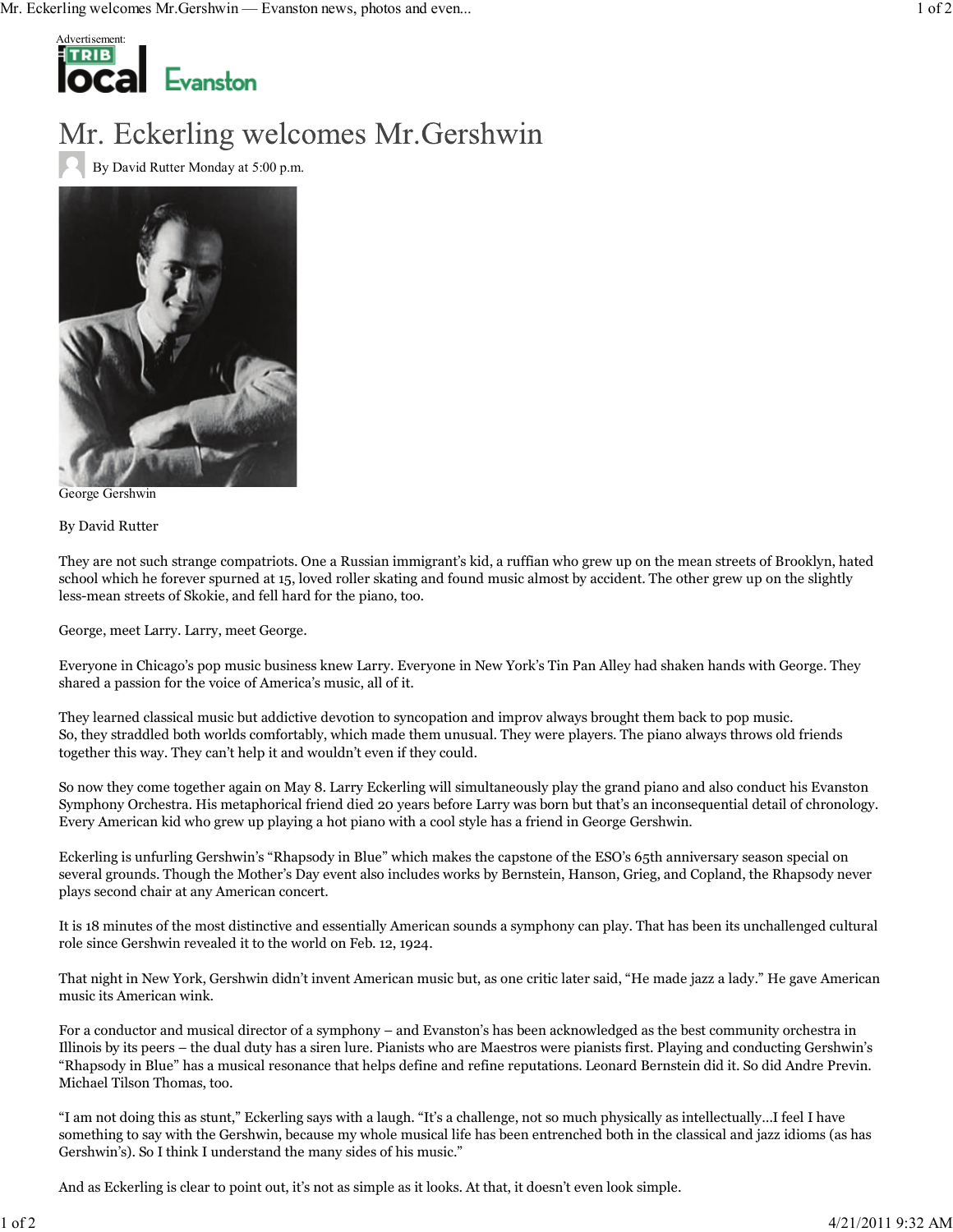Advertisement:

# Mr. Eckerling welcomes Mr.Gershwin

By David Rutter Monday at 5:00 p.m.

George Gershwin

By David Rutter

They are not such strange compatriots. One a Russian immigrant's kid, a ruffian who grew up on the mean streets of Brooklyn, hated school which he forever spurned at 15, loved roller skating and found music almost by accident. The other grew up on the slightly less-mean streets of Skokie, and fell hard for the piano, too.

George, meet Larry. Larry, meet George.

Everyone in Chicago's pop music business knew Larry. Everyone in New York's Tin Pan Alley had shaken hands with George. They shared a passion for the voice of America's music, all of it.

They learned classical music but addictive devotion to syncopation and improv always brought them back to pop music. So, they straddled both worlds comfortably, which made them unusual. They were players. The piano always throws old friends together this way. They can't help it and wouldn't even if they could.

So now they come together again on May 8. Larry Eckerling will simultaneously play the grand piano and also conduct his Evanston Symphony Orchestra. His metaphorical friend died 20 years before Larry was born but that's an inconsequential detail of chronology. Every American kid who grew up playing a hot piano with a cool style has a friend in George Gershwin.

Eckerling is unfurling Gershwin's "Rhapsody in Blue" which makes the capstone of the ESO's 65th anniversary season special on several grounds. Though the Mother's Day event also includes works by Bernstein, Hanson, Grieg, and Copland, the Rhapsody never plays second chair at any American concert.

It is 18 minutes of the most distinctive and essentially American sounds a symphony can play. That has been its unchallenged cultural role since Gershwin revealed it to the world on Feb. 12, 1924.

That night in New York, Gershwin didn't invent American music but, as one critic later said, "He made jazz a lady." He gave American music its American wink.

For a conductor and musical director of a symphony – and Evanston's has been acknowledged as the best community orchestra in Illinois by its peers – the dual duty has a siren lure. Pianists who are Maestros were pianists first. Playing and conducting Gershwin's "Rhapsody in Blue" has a musical resonance that helps define and refine reputations. Leonard Bernstein did it. So did Andre Previn. Michael Tilson Thomas, too.

"I am not doing this as stunt," Eckerling says with a laugh. "It's a challenge, not so much physically as intellectually…I feel I have something to say with the Gershwin, because my whole musical life has been entrenched both in the classical and jazz idioms (as has Gershwin's). So I think I understand the many sides of his music."

And as Eckerling is clear to point out, it's not as simple as it looks. At that, it doesn't even look simple.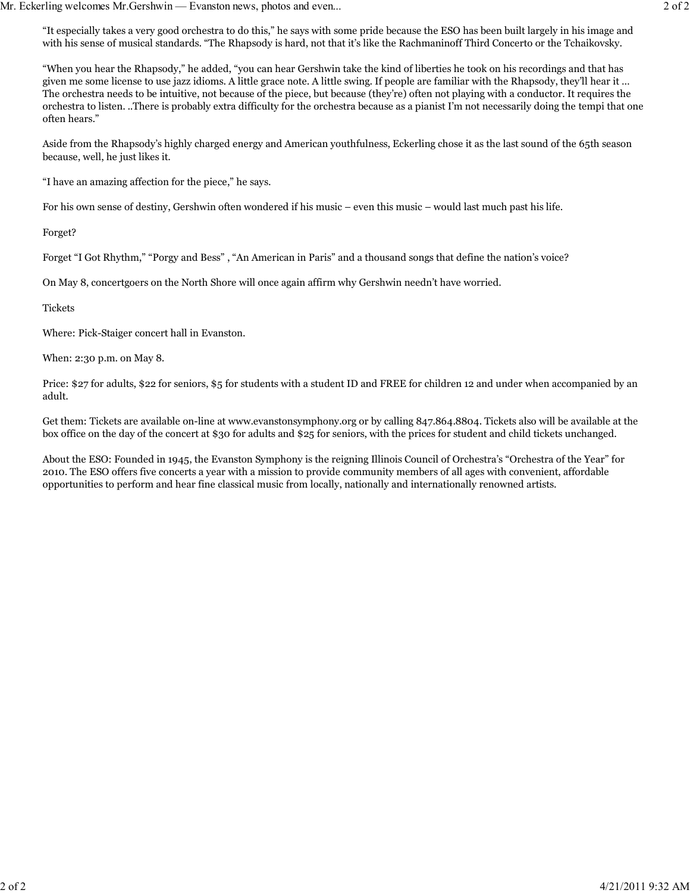"It especially takes a very good orchestra to do this," he says with some pride because the ESO has been built largely in his image and with his sense of musical standards. "The Rhapsody is hard, not that it's like the Rachmaninoff Third Concerto or the Tchaikovsky.

"When you hear the Rhapsody," he added, "you can hear Gershwin take the kind of liberties he took on his recordings and that has given me some license to use jazz idioms. A little grace note. A little swing. If people are familiar with the Rhapsody, they'll hear it … The orchestra needs to be intuitive, not because of the piece, but because (they're) often not playing with a conductor. It requires the orchestra to listen. ..There is probably extra difficulty for the orchestra because as a pianist I'm not necessarily doing the tempi that one often hears."

Aside from the Rhapsody's highly charged energy and American youthfulness, Eckerling chose it as the last sound of the 65th season because, well, he just likes it.

"I have an amazing affection for the piece," he says.

For his own sense of destiny, Gershwin often wondered if his music – even this music – would last much past his life.

Forget?

Forget "I Got Rhythm," "Porgy and Bess" , "An American in Paris" and a thousand songs that define the nation's voice?

On May 8, concertgoers on the North Shore will once again affirm why Gershwin needn't have worried.

Tickets

Where: Pick-Staiger concert hall in Evanston.

When: 2:30 p.m. on May 8.

Price: $27 for adults, $22 for seniors, $5 for students with a student ID and FREE for children 12 and under when accompanied by an adult.

Get them: Tickets are available on-line at www.evanstonsymphony.org or by calling 847.864.8804. Tickets also will be available at the box office on the day of the concert at $30 for adults and $25 for seniors, with the prices for student and child tickets unchanged.

About the ESO: Founded in 1945, the Evanston Symphony is the reigning Illinois Council of Orchestra's "Orchestra of the Year" for 2010. The ESO offers five concerts a year with a mission to provide community members of all ages with convenient, affordable opportunities to perform and hear fine classical music from locally, nationally and internationally renowned artists.